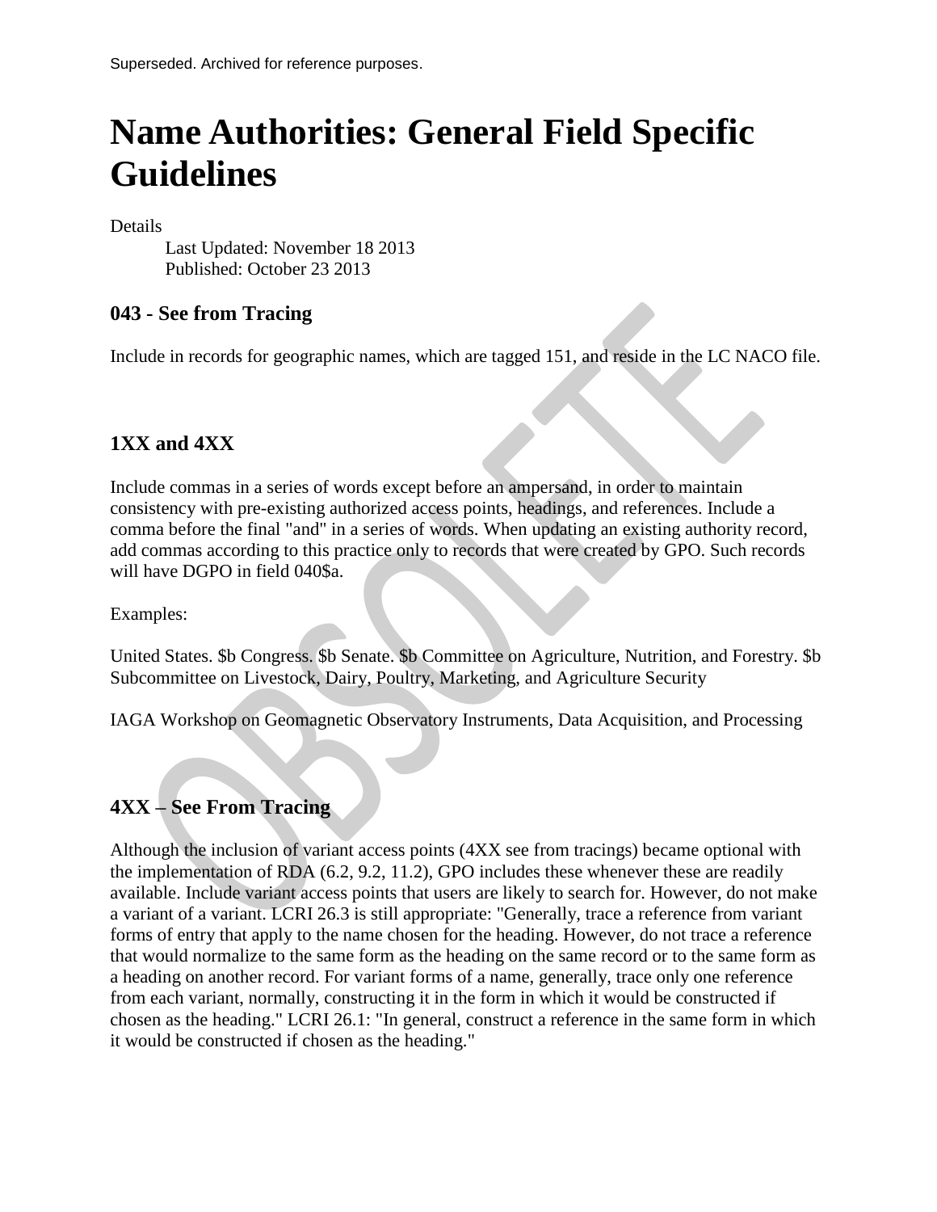Superseded. Archived for reference purposes.

# Name Authorities: General Field Specific Guidelines

Details

Last Updated: November 18 2013
Published: October 23 2013

### 043 - See from Tracing

Include in records for geographic names, which are tagged 151, and reside in the LC NACO file.

### 1XX and 4XX

Include commas in a series of words except before an ampersand, in order to maintain consistency with pre-existing authorized access points, headings, and references. Include a comma before the final "and" in a series of words. When updating an existing authority record, add commas according to this practice only to records that were created by GPO. Such records will have DGPO in field 040$a.

Examples:

United States. $b Congress. $b Senate. $b Committee on Agriculture, Nutrition, and Forestry. $b Subcommittee on Livestock, Dairy, Poultry, Marketing, and Agriculture Security

IAGA Workshop on Geomagnetic Observatory Instruments, Data Acquisition, and Processing

### 4XX – See From Tracing

Although the inclusion of variant access points (4XX see from tracings) became optional with the implementation of RDA (6.2, 9.2, 11.2), GPO includes these whenever these are readily available. Include variant access points that users are likely to search for. However, do not make a variant of a variant. LCRI 26.3 is still appropriate: "Generally, trace a reference from variant forms of entry that apply to the name chosen for the heading. However, do not trace a reference that would normalize to the same form as the heading on the same record or to the same form as a heading on another record. For variant forms of a name, generally, trace only one reference from each variant, normally, constructing it in the form in which it would be constructed if chosen as the heading." LCRI 26.1: "In general, construct a reference in the same form in which it would be constructed if chosen as the heading."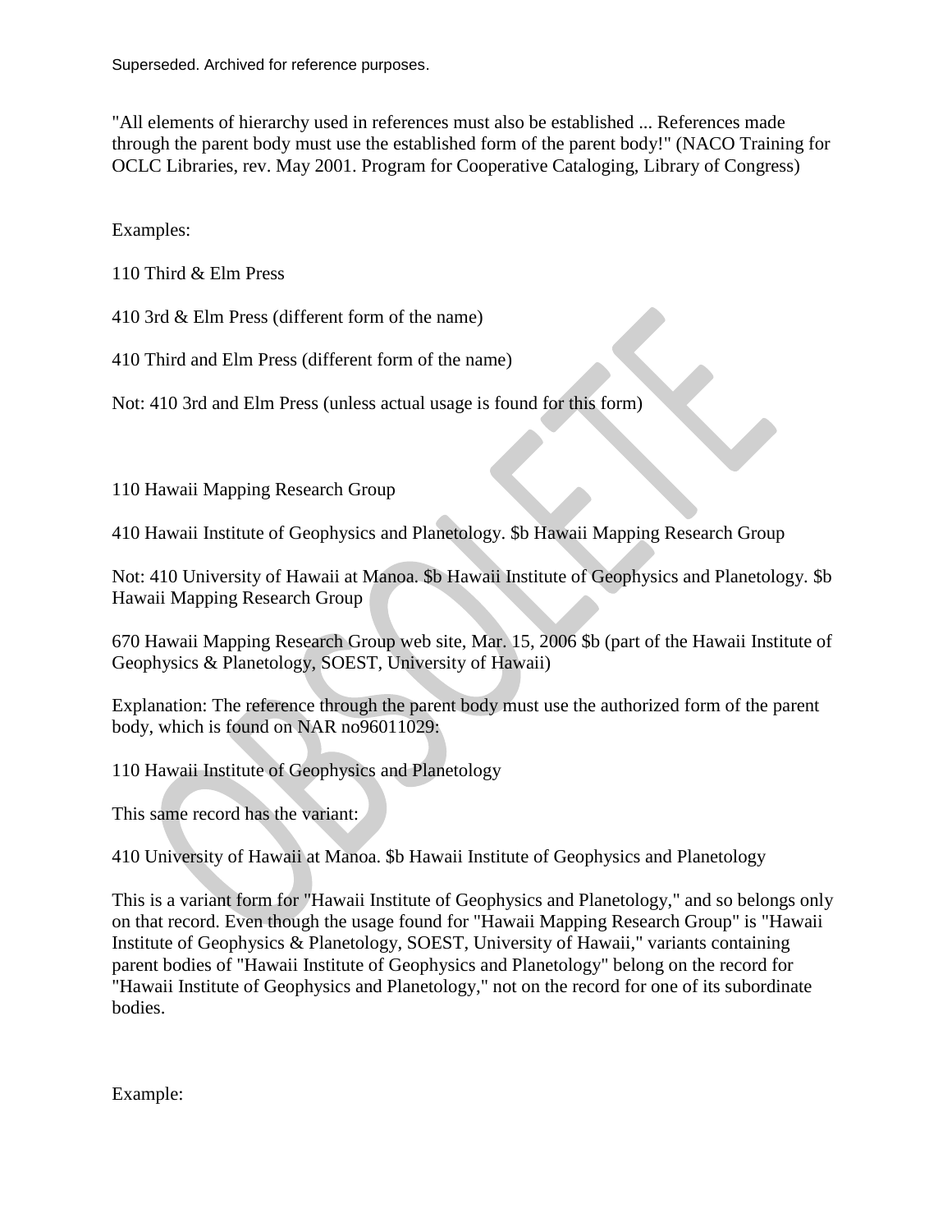Superseded. Archived for reference purposes.

"All elements of hierarchy used in references must also be established ... References made through the parent body must use the established form of the parent body!" (NACO Training for OCLC Libraries, rev. May 2001. Program for Cooperative Cataloging, Library of Congress)

Examples:

110 Third & Elm Press

410 3rd & Elm Press (different form of the name)

410 Third and Elm Press (different form of the name)

Not: 410 3rd and Elm Press (unless actual usage is found for this form)

110 Hawaii Mapping Research Group

410 Hawaii Institute of Geophysics and Planetology. $b Hawaii Mapping Research Group

Not: 410 University of Hawaii at Manoa. $b Hawaii Institute of Geophysics and Planetology. $b Hawaii Mapping Research Group

670 Hawaii Mapping Research Group web site, Mar. 15, 2006 $b (part of the Hawaii Institute of Geophysics & Planetology, SOEST, University of Hawaii)

Explanation: The reference through the parent body must use the authorized form of the parent body, which is found on NAR no96011029:

110 Hawaii Institute of Geophysics and Planetology

This same record has the variant:

410 University of Hawaii at Manoa. $b Hawaii Institute of Geophysics and Planetology

This is a variant form for "Hawaii Institute of Geophysics and Planetology," and so belongs only on that record. Even though the usage found for "Hawaii Mapping Research Group" is "Hawaii Institute of Geophysics & Planetology, SOEST, University of Hawaii," variants containing parent bodies of "Hawaii Institute of Geophysics and Planetology" belong on the record for "Hawaii Institute of Geophysics and Planetology," not on the record for one of its subordinate bodies.

Example: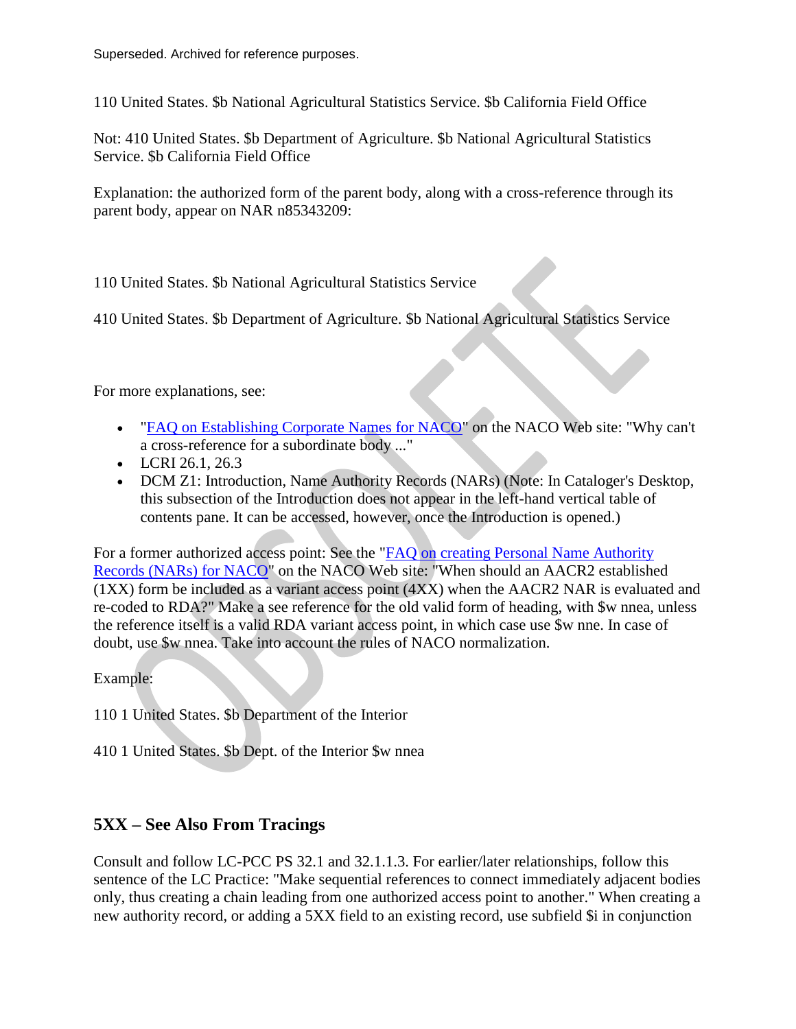Superseded. Archived for reference purposes.

110 United States. $b National Agricultural Statistics Service. $b California Field Office

Not: 410 United States. $b Department of Agriculture. $b National Agricultural Statistics Service. $b California Field Office

Explanation: the authorized form of the parent body, along with a cross-reference through its parent body, appear on NAR n85343209:

110 United States. $b National Agricultural Statistics Service

410 United States. $b Department of Agriculture. $b National Agricultural Statistics Service

For more explanations, see:

- "FAQ on Establishing Corporate Names for NACO" on the NACO Web site: "Why can't a cross-reference for a subordinate body ..."
- LCRI 26.1, 26.3
- DCM Z1: Introduction, Name Authority Records (NARs) (Note: In Cataloger's Desktop, this subsection of the Introduction does not appear in the left-hand vertical table of contents pane. It can be accessed, however, once the Introduction is opened.)

For a former authorized access point: See the "FAQ on creating Personal Name Authority Records (NARs) for NACO" on the NACO Web site: "When should an AACR2 established (1XX) form be included as a variant access point (4XX) when the AACR2 NAR is evaluated and re-coded to RDA?" Make a see reference for the old valid form of heading, with $w nnea, unless the reference itself is a valid RDA variant access point, in which case use $w nne. In case of doubt, use $w nnea. Take into account the rules of NACO normalization.

Example:

110 1 United States. $b Department of the Interior

410 1 United States. $b Dept. of the Interior $w nnea

## 5XX – See Also From Tracings

Consult and follow LC-PCC PS 32.1 and 32.1.1.3. For earlier/later relationships, follow this sentence of the LC Practice: "Make sequential references to connect immediately adjacent bodies only, thus creating a chain leading from one authorized access point to another." When creating a new authority record, or adding a 5XX field to an existing record, use subfield $i in conjunction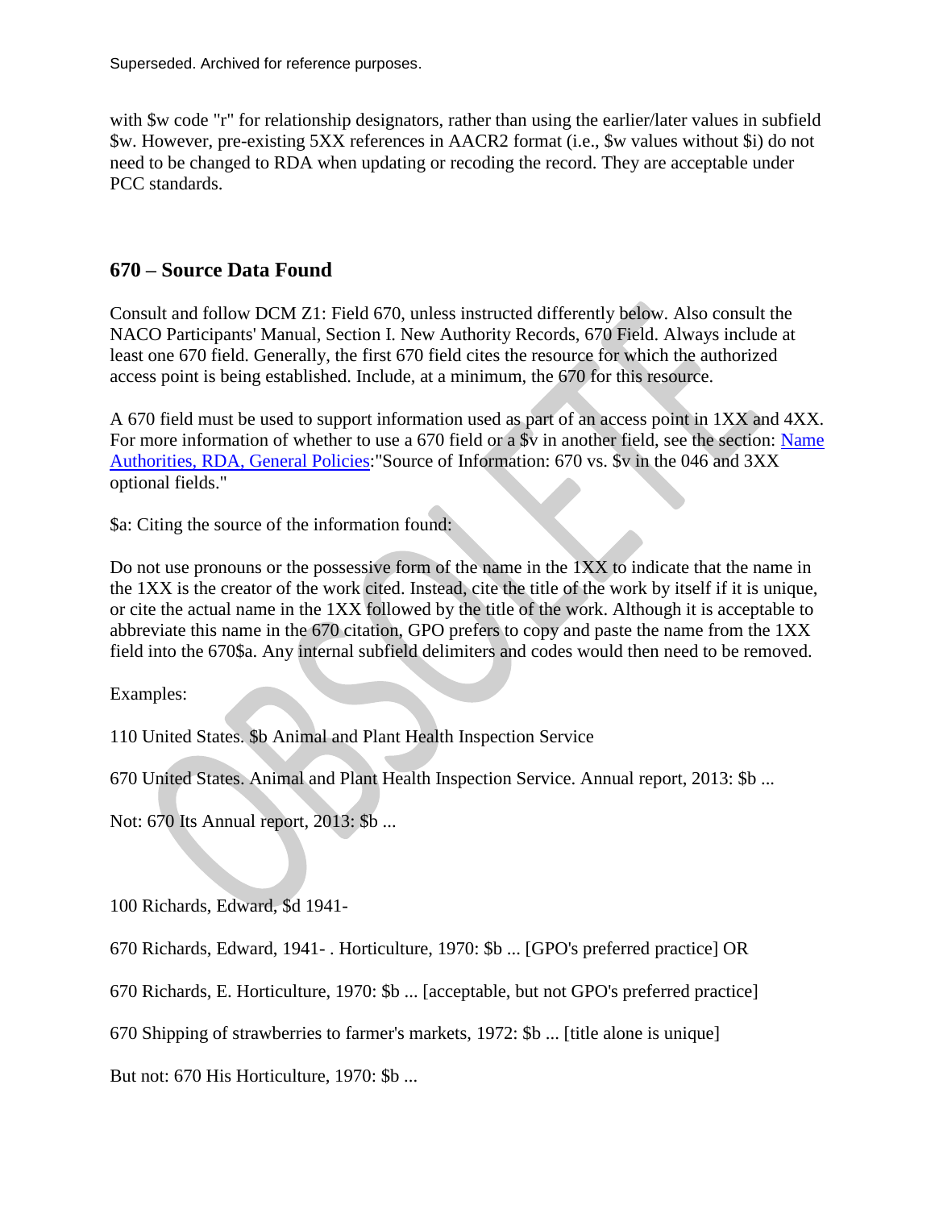Superseded. Archived for reference purposes.

with $w code "r" for relationship designators, rather than using the earlier/later values in subfield $w. However, pre-existing 5XX references in AACR2 format (i.e., $w values without $i) do not need to be changed to RDA when updating or recoding the record. They are acceptable under PCC standards.

## 670 – Source Data Found

Consult and follow DCM Z1: Field 670, unless instructed differently below. Also consult the NACO Participants' Manual, Section I. New Authority Records, 670 Field. Always include at least one 670 field. Generally, the first 670 field cites the resource for which the authorized access point is being established. Include, at a minimum, the 670 for this resource.

A 670 field must be used to support information used as part of an access point in 1XX and 4XX. For more information of whether to use a 670 field or a $v in another field, see the section: [Name Authorities, RDA, General Policies]:"Source of Information: 670 vs. $v in the 046 and 3XX optional fields."

$a: Citing the source of the information found:

Do not use pronouns or the possessive form of the name in the 1XX to indicate that the name in the 1XX is the creator of the work cited. Instead, cite the title of the work by itself if it is unique, or cite the actual name in the 1XX followed by the title of the work. Although it is acceptable to abbreviate this name in the 670 citation, GPO prefers to copy and paste the name from the 1XX field into the 670$a. Any internal subfield delimiters and codes would then need to be removed.

Examples:

110 United States. $b Animal and Plant Health Inspection Service

670 United States. Animal and Plant Health Inspection Service. Annual report, 2013: $b ...

Not: 670 Its Annual report, 2013: $b ...

100 Richards, Edward, $d 1941-

670 Richards, Edward, 1941- . Horticulture, 1970: $b ... [GPO's preferred practice] OR

670 Richards, E. Horticulture, 1970: $b ... [acceptable, but not GPO's preferred practice]

670 Shipping of strawberries to farmer's markets, 1972: $b ... [title alone is unique]

But not: 670 His Horticulture, 1970: $b ...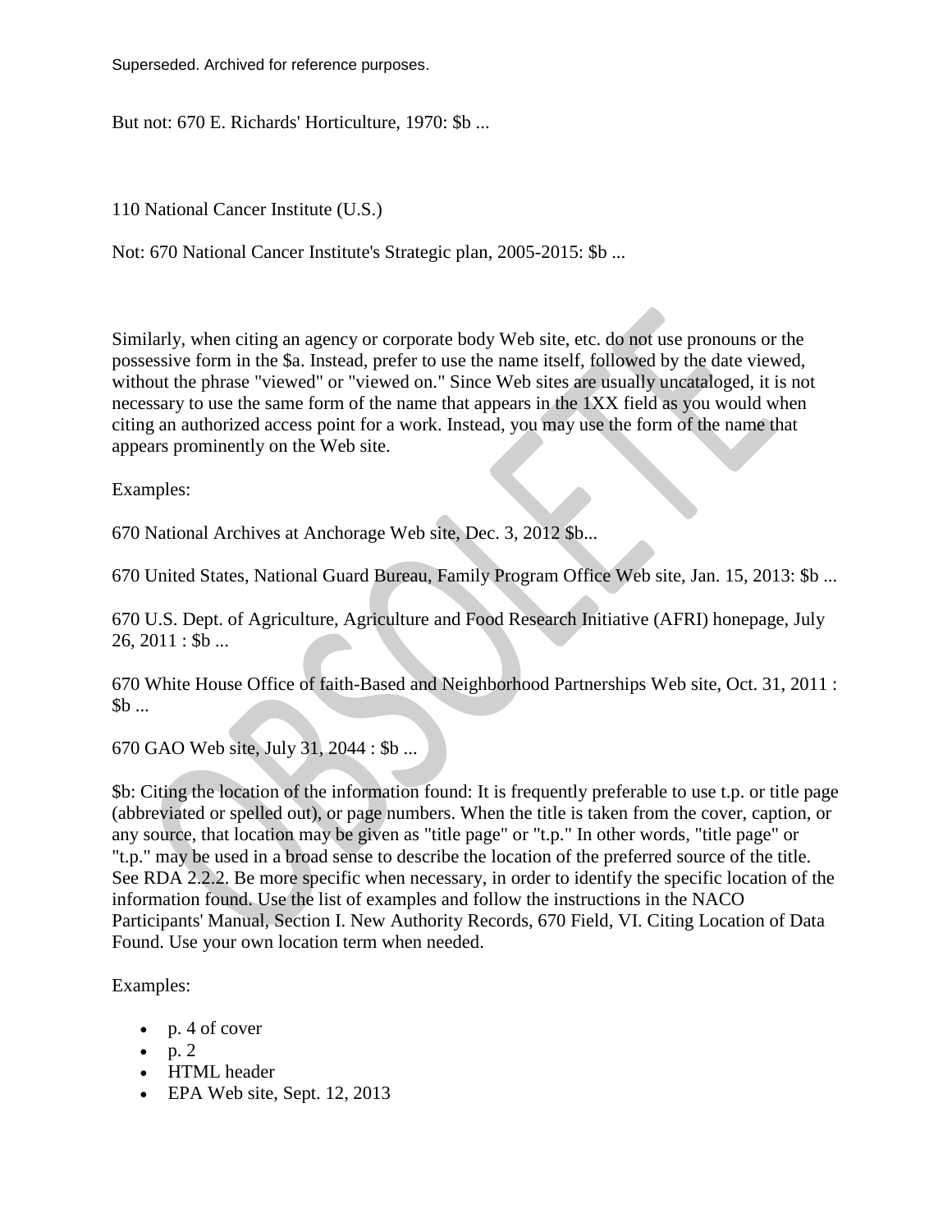Superseded. Archived for reference purposes.

But not: 670 E. Richards' Horticulture, 1970: $b ...

110 National Cancer Institute (U.S.)

Not: 670 National Cancer Institute's Strategic plan, 2005-2015: $b ...

Similarly, when citing an agency or corporate body Web site, etc. do not use pronouns or the possessive form in the $a. Instead, prefer to use the name itself, followed by the date viewed, without the phrase "viewed" or "viewed on." Since Web sites are usually uncataloged, it is not necessary to use the same form of the name that appears in the 1XX field as you would when citing an authorized access point for a work. Instead, you may use the form of the name that appears prominently on the Web site.

Examples:

670 National Archives at Anchorage Web site, Dec. 3, 2012 $b...

670 United States, National Guard Bureau, Family Program Office Web site, Jan. 15, 2013: $b ...

670 U.S. Dept. of Agriculture, Agriculture and Food Research Initiative (AFRI) honepage, July 26, 2011 : $b ...

670 White House Office of faith-Based and Neighborhood Partnerships Web site, Oct. 31, 2011 : $b ...

670 GAO Web site, July 31, 2044 : $b ...

$b: Citing the location of the information found: It is frequently preferable to use t.p. or title page (abbreviated or spelled out), or page numbers. When the title is taken from the cover, caption, or any source, that location may be given as "title page" or "t.p." In other words, "title page" or "t.p." may be used in a broad sense to describe the location of the preferred source of the title. See RDA 2.2.2. Be more specific when necessary, in order to identify the specific location of the information found. Use the list of examples and follow the instructions in the NACO Participants' Manual, Section I. New Authority Records, 670 Field, VI. Citing Location of Data Found. Use your own location term when needed.

Examples:

- p. 4 of cover
- p. 2
- HTML header
- EPA Web site, Sept. 12, 2013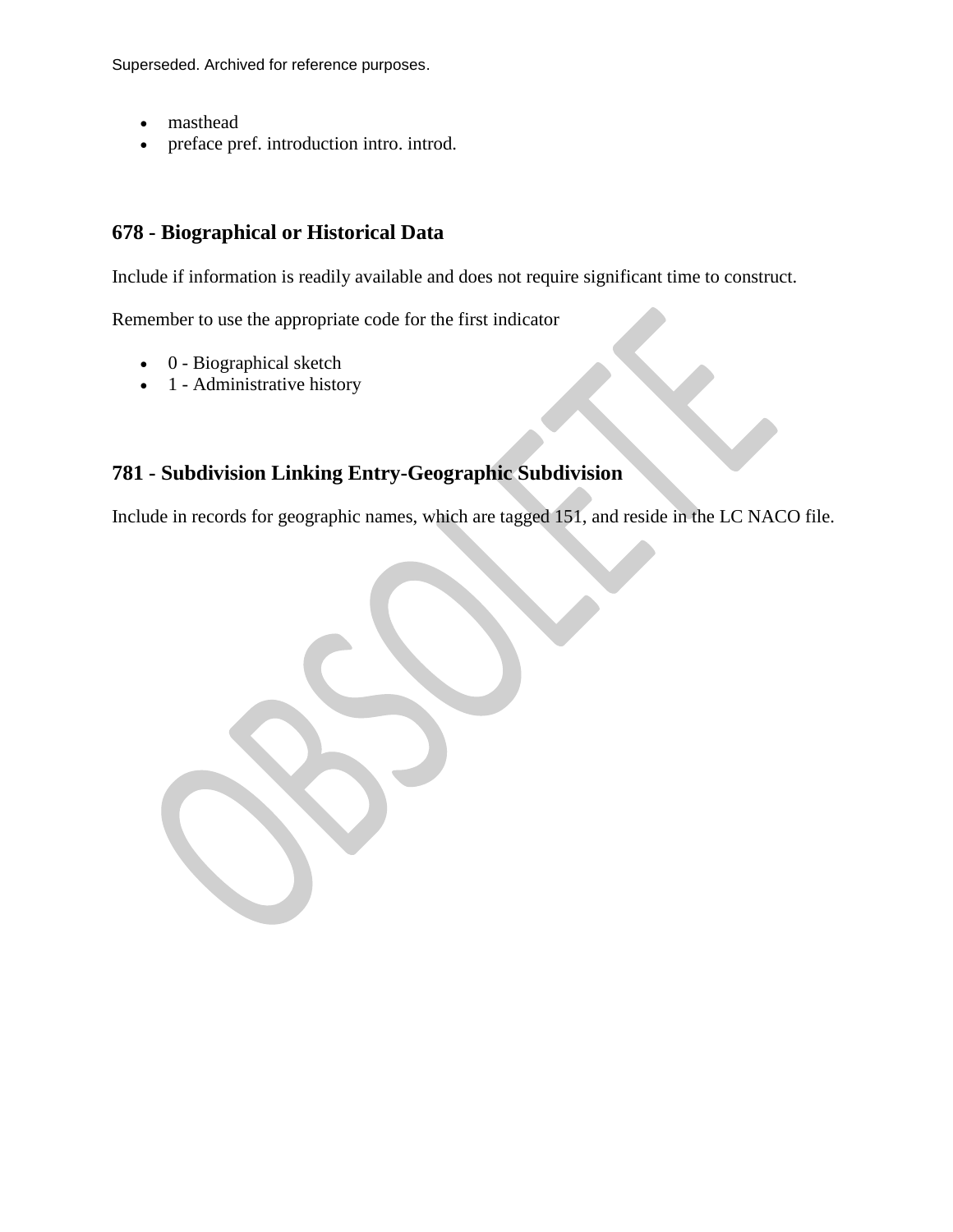- masthead
- preface pref. introduction intro. introd.

### 678 - Biographical or Historical Data

Include if information is readily available and does not require significant time to construct.

Remember to use the appropriate code for the first indicator

- 0 - Biographical sketch
- 1 - Administrative history

### 781 - Subdivision Linking Entry-Geographic Subdivision

Include in records for geographic names, which are tagged 151, and reside in the LC NACO file.